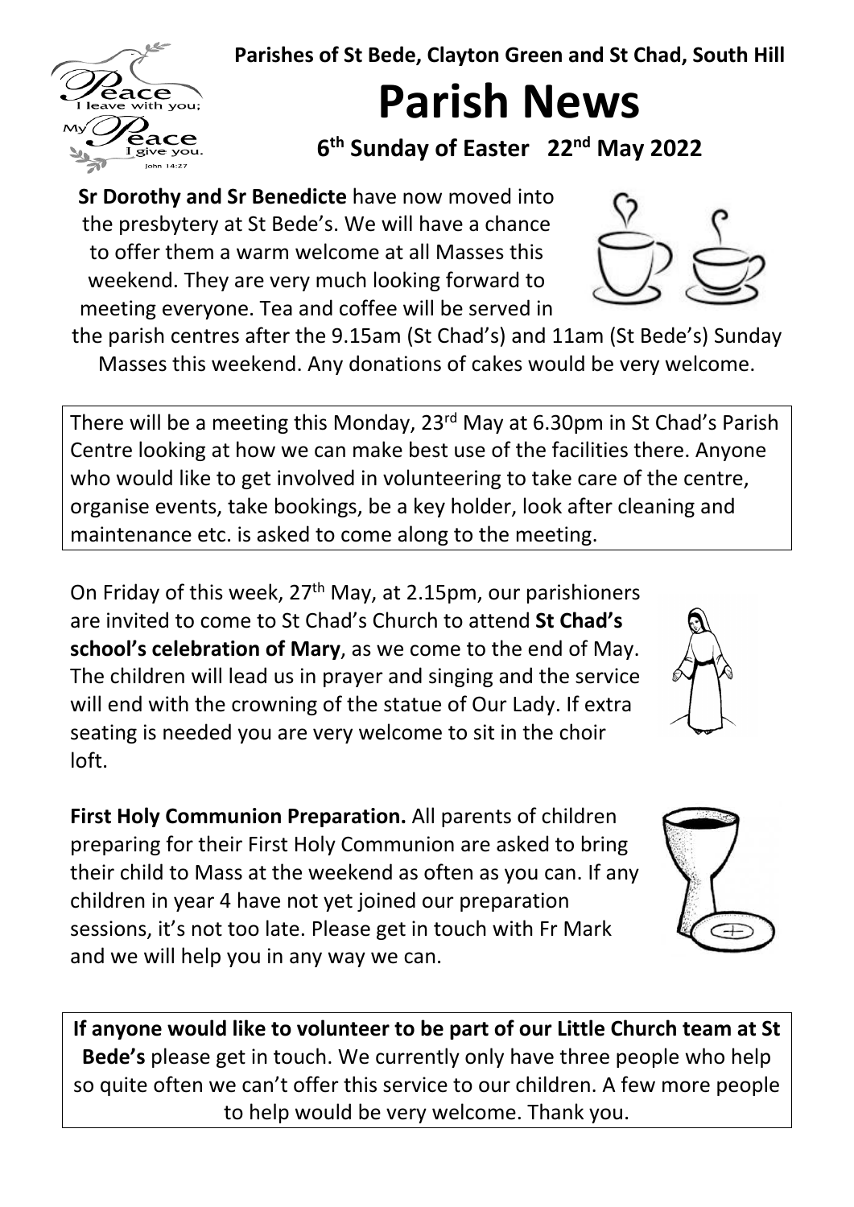**Parishes of St Bede, Clayton Green and St Chad, South Hill**

# Parish News

**6th Sunday of Easter 22nd May 2022**

**Sr Dorothy and Sr Benedicte** have now moved into the presbytery at St Bede's. We will have a chance to offer them a warm welcome at all Masses this weekend. They are very much looking forward to meeting everyone. Tea and coffee will be served in the parish centres after the 9.15am (St Chad's) and 11am (St Bede's) Sunday Masses this weekend. Any donations of cakes would be very welcome.

There will be a meeting this Monday, 23rd May at 6.30pm in St Chad's Parish Centre looking at how we can make best use of the facilities there. Anyone who would like to get involved in volunteering to take care of the centre, organise events, take bookings, be a key holder, look after cleaning and maintenance etc. is asked to come along to the meeting.

On Friday of this week, 27th May, at 2.15pm, our parishioners are invited to come to St Chad's Church to attend **St Chad's school's celebration of Mary**, as we come to the end of May. The children will lead us in prayer and singing and the service will end with the crowning of the statue of Our Lady. If extra seating is needed you are very welcome to sit in the choir loft.

**First Holy Communion Preparation.** All parents of children preparing for their First Holy Communion are asked to bring their child to Mass at the weekend as often as you can. If any children in year 4 have not yet joined our preparation sessions, it's not too late. Please get in touch with Fr Mark and we will help you in any way we can.

**If anyone would like to volunteer to be part of our Little Church team at St Bede's** please get in touch. We currently only have three people who help so quite often we can't offer this service to our children. A few more people to help would be very welcome. Thank you.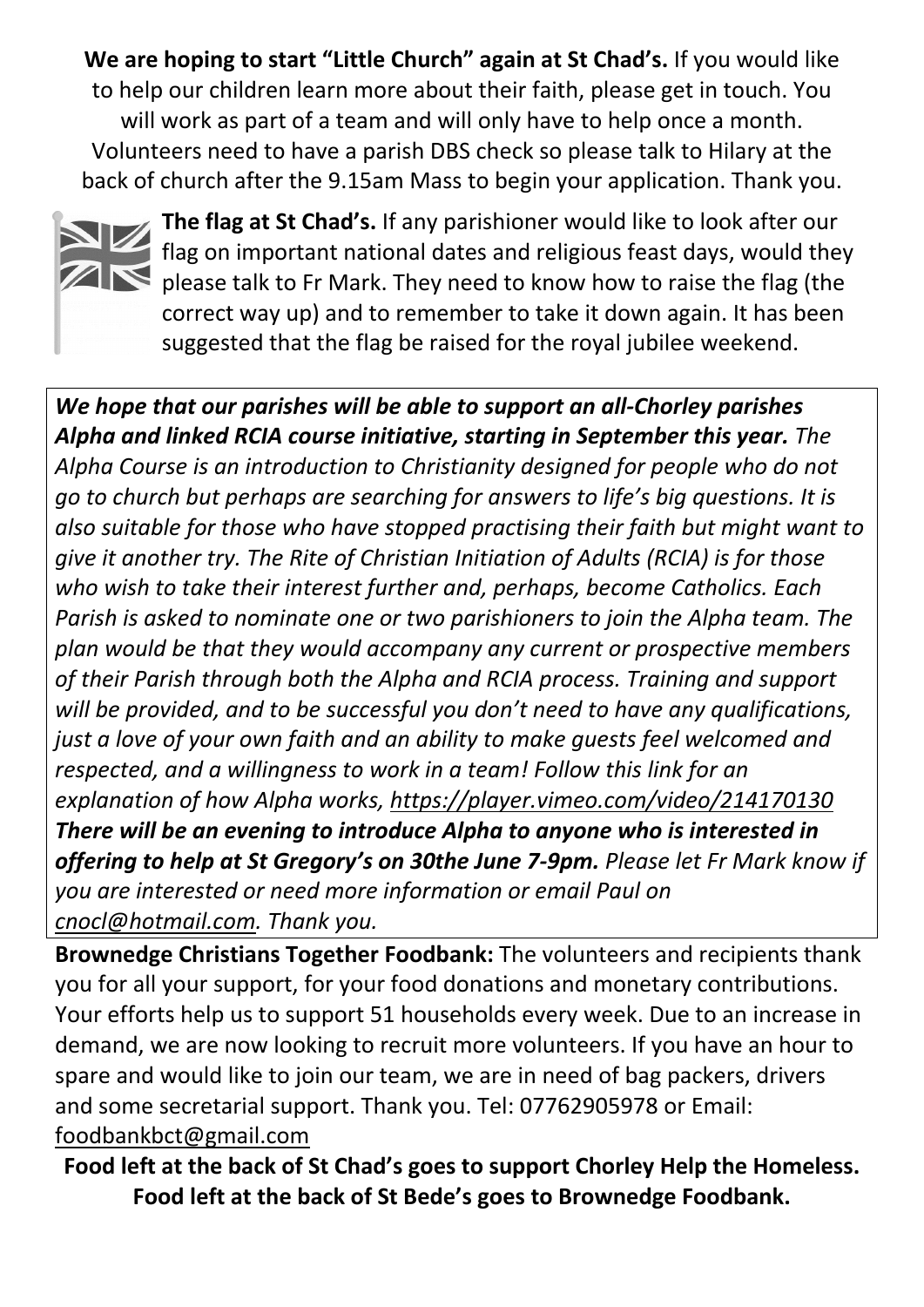**We are hoping to start "Little Church" again at St Chad's.** If you would like to help our children learn more about their faith, please get in touch. You will work as part of a team and will only have to help once a month. Volunteers need to have a parish DBS check so please talk to Hilary at the back of church after the 9.15am Mass to begin your application. Thank you.

**The flag at St Chad's.** If any parishioner would like to look after our flag on important national dates and religious feast days, would they please talk to Fr Mark. They need to know how to raise the flag (the correct way up) and to remember to take it down again. It has been suggested that the flag be raised for the royal jubilee weekend.

***We hope that our parishes will be able to support an all-Chorley parishes Alpha and linked RCIA course initiative, starting in September this year.*** *The Alpha Course is an introduction to Christianity designed for people who do not go to church but perhaps are searching for answers to life's big questions. It is also suitable for those who have stopped practising their faith but might want to give it another try. The Rite of Christian Initiation of Adults (RCIA) is for those who wish to take their interest further and, perhaps, become Catholics. Each Parish is asked to nominate one or two parishioners to join the Alpha team. The plan would be that they would accompany any current or prospective members of their Parish through both the Alpha and RCIA process. Training and support will be provided, and to be successful you don't need to have any qualifications, just a love of your own faith and an ability to make guests feel welcomed and respected, and a willingness to work in a team! Follow this link for an explanation of how Alpha works, https://player.vimeo.com/video/214170130* ***There will be an evening to introduce Alpha to anyone who is interested in offering to help at St Gregory's on 30the June 7-9pm.*** *Please let Fr Mark know if you are interested or need more information or email Paul on cnocl@hotmail.com. Thank you.*

**Brownedge Christians Together Foodbank:** The volunteers and recipients thank you for all your support, for your food donations and monetary contributions. Your efforts help us to support 51 households every week. Due to an increase in demand, we are now looking to recruit more volunteers. If you have an hour to spare and would like to join our team, we are in need of bag packers, drivers and some secretarial support. Thank you. Tel: 07762905978 or Email: foodbankbct@gmail.com

**Food left at the back of St Chad's goes to support Chorley Help the Homeless. Food left at the back of St Bede's goes to Brownedge Foodbank.**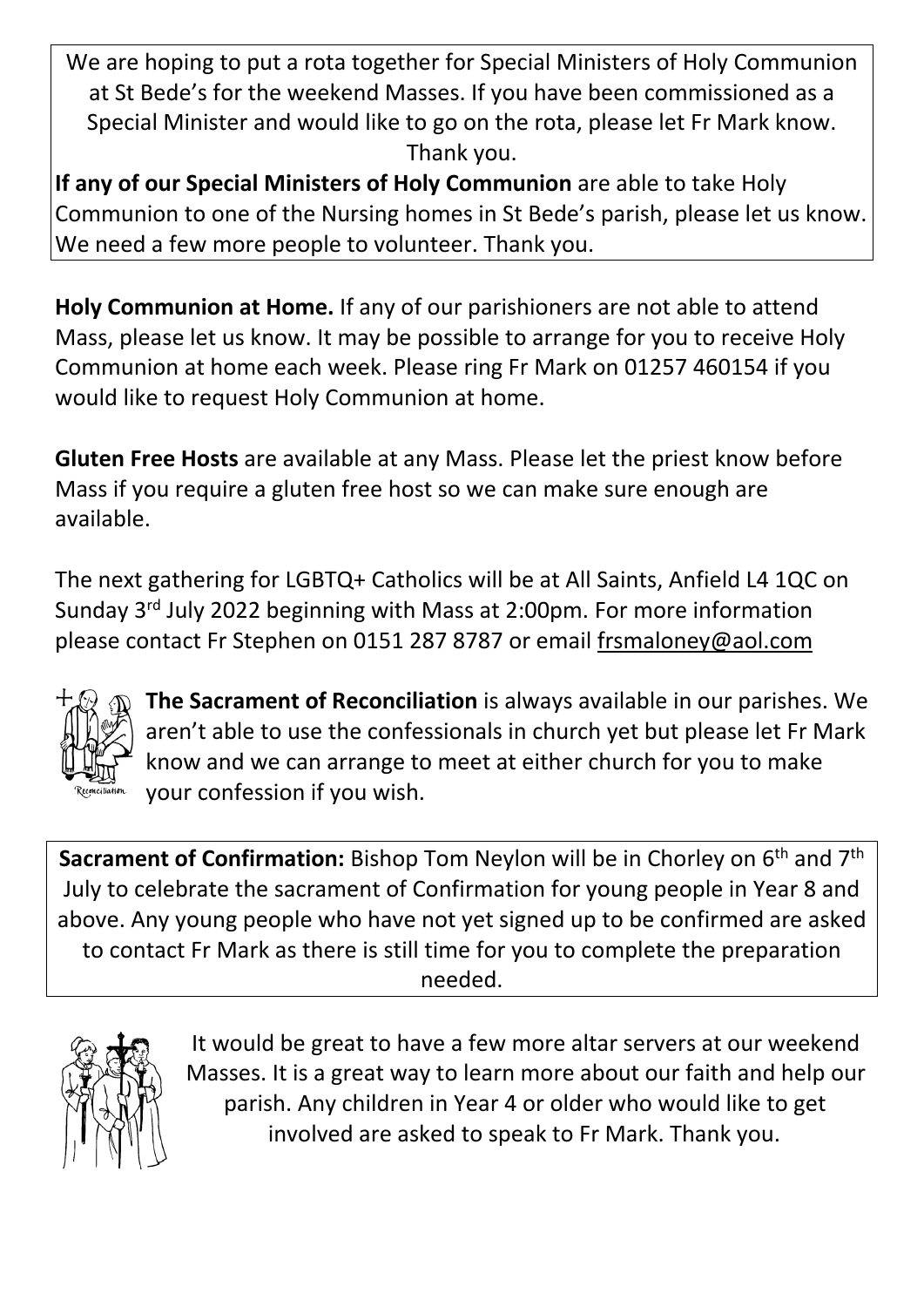We are hoping to put a rota together for Special Ministers of Holy Communion at St Bede's for the weekend Masses. If you have been commissioned as a Special Minister and would like to go on the rota, please let Fr Mark know. Thank you.

**If any of our Special Ministers of Holy Communion** are able to take Holy Communion to one of the Nursing homes in St Bede's parish, please let us know. We need a few more people to volunteer. Thank you.

**Holy Communion at Home.** If any of our parishioners are not able to attend Mass, please let us know. It may be possible to arrange for you to receive Holy Communion at home each week. Please ring Fr Mark on 01257 460154 if you would like to request Holy Communion at home.

**Gluten Free Hosts** are available at any Mass. Please let the priest know before Mass if you require a gluten free host so we can make sure enough are available.

The next gathering for LGBTQ+ Catholics will be at All Saints, Anfield L4 1QC on Sunday 3rd July 2022 beginning with Mass at 2:00pm. For more information please contact Fr Stephen on 0151 287 8787 or email frsmaloney@aol.com

**The Sacrament of Reconciliation** is always available in our parishes. We aren't able to use the confessionals in church yet but please let Fr Mark know and we can arrange to meet at either church for you to make your confession if you wish.

**Sacrament of Confirmation:** Bishop Tom Neylon will be in Chorley on 6th and 7th July to celebrate the sacrament of Confirmation for young people in Year 8 and above. Any young people who have not yet signed up to be confirmed are asked to contact Fr Mark as there is still time for you to complete the preparation needed.

It would be great to have a few more altar servers at our weekend Masses. It is a great way to learn more about our faith and help our parish. Any children in Year 4 or older who would like to get involved are asked to speak to Fr Mark. Thank you.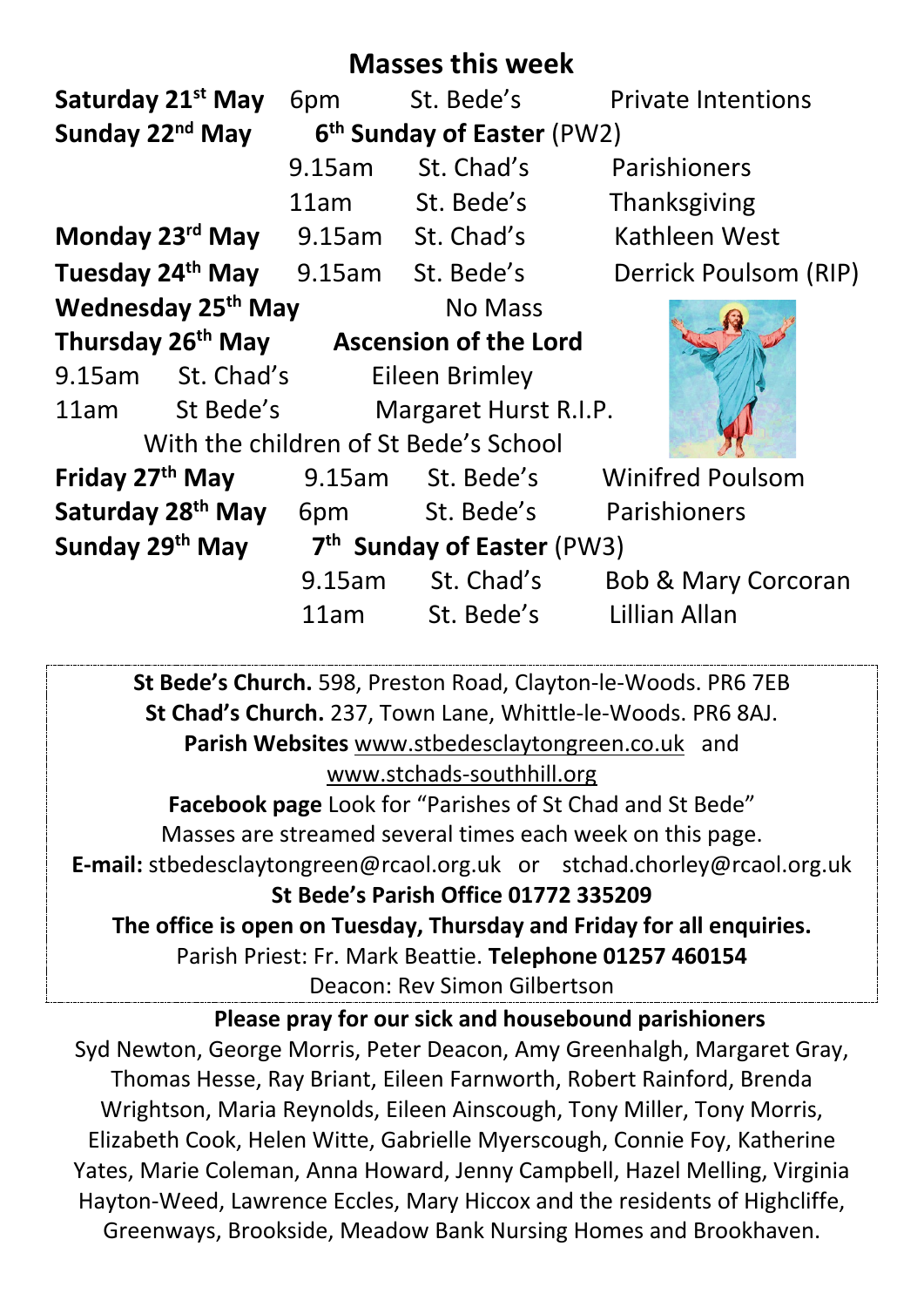## Masses this week

| | | | |
|---|---|---|---|
| **Saturday 21st May** | 6pm | St. Bede's | Private Intentions |
| **Sunday 22nd May** | **6th Sunday of Easter** (PW2) | | |
| | 9.15am | St. Chad's | Parishioners |
| | 11am | St. Bede's | Thanksgiving |
| **Monday 23rd May** | 9.15am | St. Chad's | Kathleen West |
| **Tuesday 24th May** | 9.15am | St. Bede's | Derrick Poulsom (RIP) |
| **Wednesday 25th May** | | No Mass | |
| **Thursday 26th May** | **Ascension of the Lord** | | |
| 9.15am | St. Chad's | Eileen Brimley | |
| 11am | St Bede's | Margaret Hurst R.I.P. | |
| | With the children of St Bede's School | | |
| **Friday 27th May** | 9.15am | St. Bede's | Winifred Poulsom |
| **Saturday 28th May** | 6pm | St. Bede's | Parishioners |
| **Sunday 29th May** | **7th Sunday of Easter** (PW3) | | |
| | 9.15am | St. Chad's | Bob & Mary Corcoran |
| | 11am | St. Bede's | Lillian Allan |

**St Bede's Church.** 598, Preston Road, Clayton-le-Woods. PR6 7EB
**St Chad's Church.** 237, Town Lane, Whittle-le-Woods. PR6 8AJ.
**Parish Websites** www.stbedesclaytongreen.co.uk and www.stchads-southhill.org
**Facebook page** Look for "Parishes of St Chad and St Bede"
Masses are streamed several times each week on this page.
**E-mail:** stbedesclaytongreen@rcaol.org.uk or stchad.chorley@rcaol.org.uk
**St Bede's Parish Office 01772 335209**
**The office is open on Tuesday, Thursday and Friday for all enquiries.**
Parish Priest: Fr. Mark Beattie. **Telephone 01257 460154**
Deacon: Rev Simon Gilbertson

**Please pray for our sick and housebound parishioners**

Syd Newton, George Morris, Peter Deacon, Amy Greenhalgh, Margaret Gray, Thomas Hesse, Ray Briant, Eileen Farnworth, Robert Rainford, Brenda Wrightson, Maria Reynolds, Eileen Ainscough, Tony Miller, Tony Morris, Elizabeth Cook, Helen Witte, Gabrielle Myerscough, Connie Foy, Katherine Yates, Marie Coleman, Anna Howard, Jenny Campbell, Hazel Melling, Virginia Hayton-Weed, Lawrence Eccles, Mary Hiccox and the residents of Highcliffe, Greenways, Brookside, Meadow Bank Nursing Homes and Brookhaven.